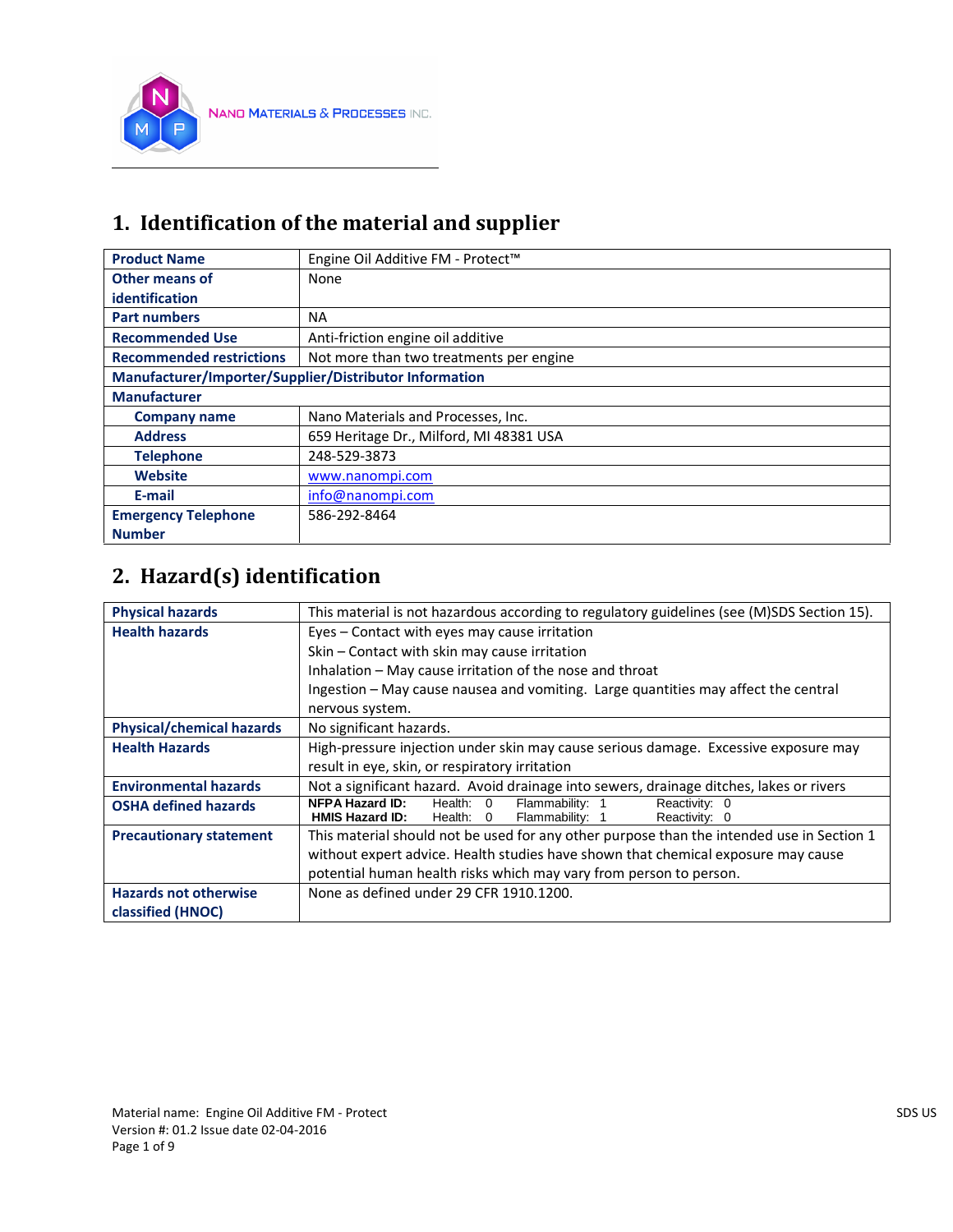NANO MATERIALS & PROCESSES INC.

## 1. Identification of the material and supplier

| | |
|---|---|
| **Product Name** | Engine Oil Additive FM - Protect™ |
| **Other means of identification** | None |
| **Part numbers** | NA |
| **Recommended Use** | Anti-friction engine oil additive |
| **Recommended restrictions** | Not more than two treatments per engine |
| **Manufacturer/Importer/Supplier/Distributor Information** | |
| **Manufacturer** | |
| **Company name** | Nano Materials and Processes, Inc. |
| **Address** | 659 Heritage Dr., Milford, MI 48381 USA |
| **Telephone** | 248-529-3873 |
| **Website** | www.nanompi.com |
| **E-mail** | info@nanompi.com |
| **Emergency Telephone Number** | 586-292-8464 |

## 2. Hazard(s) identification

| | |
|---|---|
| **Physical hazards** | This material is not hazardous according to regulatory guidelines (see (M)SDS Section 15). |
| **Health hazards** | Eyes – Contact with eyes may cause irritation<br>Skin – Contact with skin may cause irritation<br>Inhalation – May cause irritation of the nose and throat<br>Ingestion – May cause nausea and vomiting. Large quantities may affect the central nervous system. |
| **Physical/chemical hazards** | No significant hazards. |
| **Health Hazards** | High-pressure injection under skin may cause serious damage. Excessive exposure may result in eye, skin, or respiratory irritation |
| **Environmental hazards** | Not a significant hazard. Avoid drainage into sewers, drainage ditches, lakes or rivers |
| **OSHA defined hazards** | **NFPA Hazard ID:** Health: 0 Flammability: 1 Reactivity: 0<br>**HMIS Hazard ID:** Health: 0 Flammability: 1 Reactivity: 0 |
| **Precautionary statement** | This material should not be used for any other purpose than the intended use in Section 1 without expert advice. Health studies have shown that chemical exposure may cause potential human health risks which may vary from person to person. |
| **Hazards not otherwise classified (HNOC)** | None as defined under 29 CFR 1910.1200. |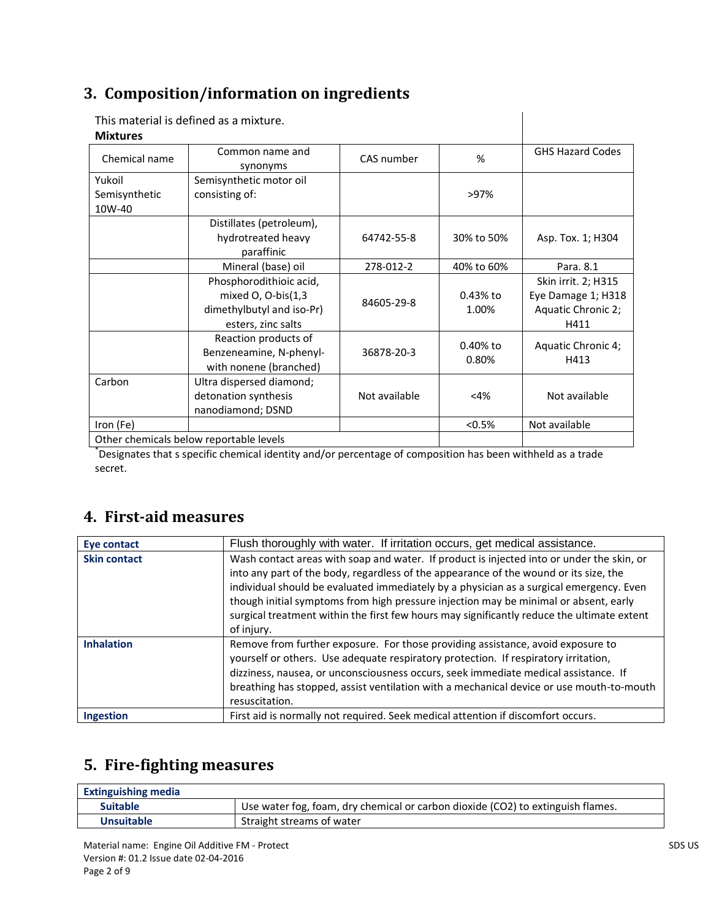## 3. Composition/information on ingredients

This material is defined as a mixture.

**Mixtures**

| Chemical name | Common name and synonyms | CAS number | % | GHS Hazard Codes |
|---|---|---|---|---|
| Yukoil Semisynthetic 10W-40 | Semisynthetic motor oil consisting of: | | >97% | |
| | Distillates (petroleum), hydrotreated heavy paraffinic | 64742-55-8 | 30% to 50% | Asp. Tox. 1; H304 |
| | Mineral (base) oil | 278-012-2 | 40% to 60% | Para. 8.1 |
| | Phosphorodithioic acid, mixed O, O-bis(1,3 dimethylbutyl and iso-Pr) esters, zinc salts | 84605-29-8 | 0.43% to 1.00% | Skin irrit. 2; H315 Eye Damage 1; H318 Aquatic Chronic 2; H411 |
| | Reaction products of Benzeneamine, N-phenyl- with nonene (branched) | 36878-20-3 | 0.40% to 0.80% | Aquatic Chronic 4; H413 |
| Carbon | Ultra dispersed diamond; detonation synthesis nanodiamond; DSND | Not available | <4% | Not available |
| Iron (Fe) | | | <0.5% | Not available |
| Other chemicals below reportable levels | | | | |

*Designates that s specific chemical identity and/or percentage of composition has been withheld as a trade secret.

## 4. First-aid measures

| | |
|---|---|
| **Eye contact** | Flush thoroughly with water. If irritation occurs, get medical assistance. |
| **Skin contact** | Wash contact areas with soap and water. If product is injected into or under the skin, or into any part of the body, regardless of the appearance of the wound or its size, the individual should be evaluated immediately by a physician as a surgical emergency. Even though initial symptoms from high pressure injection may be minimal or absent, early surgical treatment within the first few hours may significantly reduce the ultimate extent of injury. |
| **Inhalation** | Remove from further exposure. For those providing assistance, avoid exposure to yourself or others. Use adequate respiratory protection. If respiratory irritation, dizziness, nausea, or unconsciousness occurs, seek immediate medical assistance. If breathing has stopped, assist ventilation with a mechanical device or use mouth-to-mouth resuscitation. |
| **Ingestion** | First aid is normally not required. Seek medical attention if discomfort occurs. |

## 5. Fire-fighting measures

| **Extinguishing media** | |
|---|---|
| **Suitable** | Use water fog, foam, dry chemical or carbon dioxide ($CO_2$) to extinguish flames. |
| **Unsuitable** | Straight streams of water |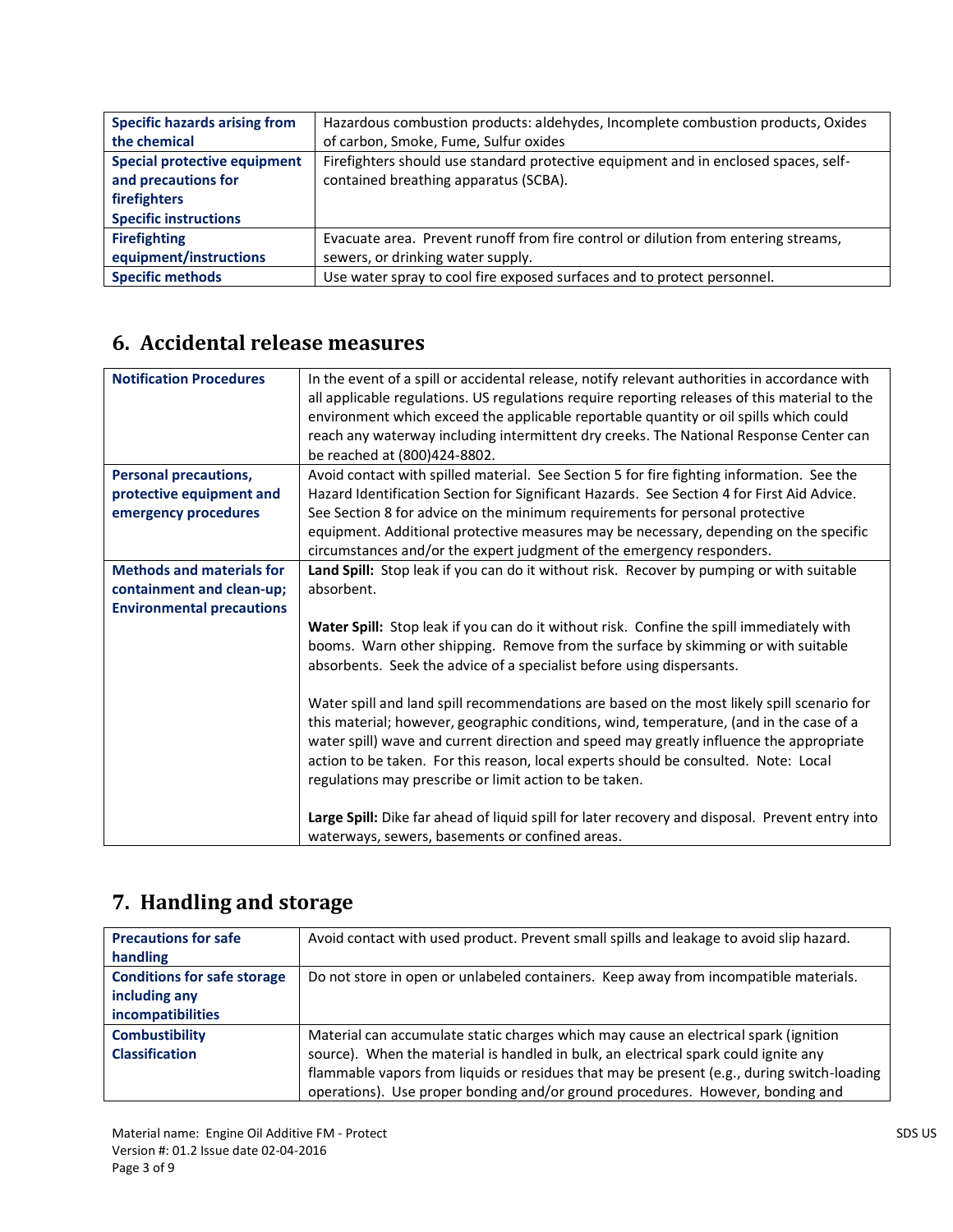| | |
|---|---|
| **Specific hazards arising from the chemical** | Hazardous combustion products: aldehydes, Incomplete combustion products, Oxides of carbon, Smoke, Fume, Sulfur oxides |
| **Special protective equipment and precautions for firefighters** <br> **Specific instructions** | Firefighters should use standard protective equipment and in enclosed spaces, self-contained breathing apparatus (SCBA). |
| **Firefighting equipment/instructions** | Evacuate area. Prevent runoff from fire control or dilution from entering streams, sewers, or drinking water supply. |
| **Specific methods** | Use water spray to cool fire exposed surfaces and to protect personnel. |

## 6. Accidental release measures

| | |
|---|---|
| **Notification Procedures** | In the event of a spill or accidental release, notify relevant authorities in accordance with all applicable regulations. US regulations require reporting releases of this material to the environment which exceed the applicable reportable quantity or oil spills which could reach any waterway including intermittent dry creeks. The National Response Center can be reached at (800)424-8802. |
| **Personal precautions, protective equipment and emergency procedures** | Avoid contact with spilled material. See Section 5 for fire fighting information. See the Hazard Identification Section for Significant Hazards. See Section 4 for First Aid Advice. See Section 8 for advice on the minimum requirements for personal protective equipment. Additional protective measures may be necessary, depending on the specific circumstances and/or the expert judgment of the emergency responders. |
| **Methods and materials for containment and clean-up; Environmental precautions** | **Land Spill:** Stop leak if you can do it without risk. Recover by pumping or with suitable absorbent. <br><br> **Water Spill:** Stop leak if you can do it without risk. Confine the spill immediately with booms. Warn other shipping. Remove from the surface by skimming or with suitable absorbents. Seek the advice of a specialist before using dispersants. <br><br> Water spill and land spill recommendations are based on the most likely spill scenario for this material; however, geographic conditions, wind, temperature, (and in the case of a water spill) wave and current direction and speed may greatly influence the appropriate action to be taken. For this reason, local experts should be consulted. Note: Local regulations may prescribe or limit action to be taken. <br><br> **Large Spill:** Dike far ahead of liquid spill for later recovery and disposal. Prevent entry into waterways, sewers, basements or confined areas. |

## 7. Handling and storage

| | |
|---|---|
| **Precautions for safe handling** | Avoid contact with used product. Prevent small spills and leakage to avoid slip hazard. |
| **Conditions for safe storage including any incompatibilities** | Do not store in open or unlabeled containers. Keep away from incompatible materials. |
| **Combustibility Classification** | Material can accumulate static charges which may cause an electrical spark (ignition source). When the material is handled in bulk, an electrical spark could ignite any flammable vapors from liquids or residues that may be present (e.g., during switch-loading operations). Use proper bonding and/or ground procedures. However, bonding and |

Material name: Engine Oil Additive FM - Protect
Version #: 01.2 Issue date 02-04-2016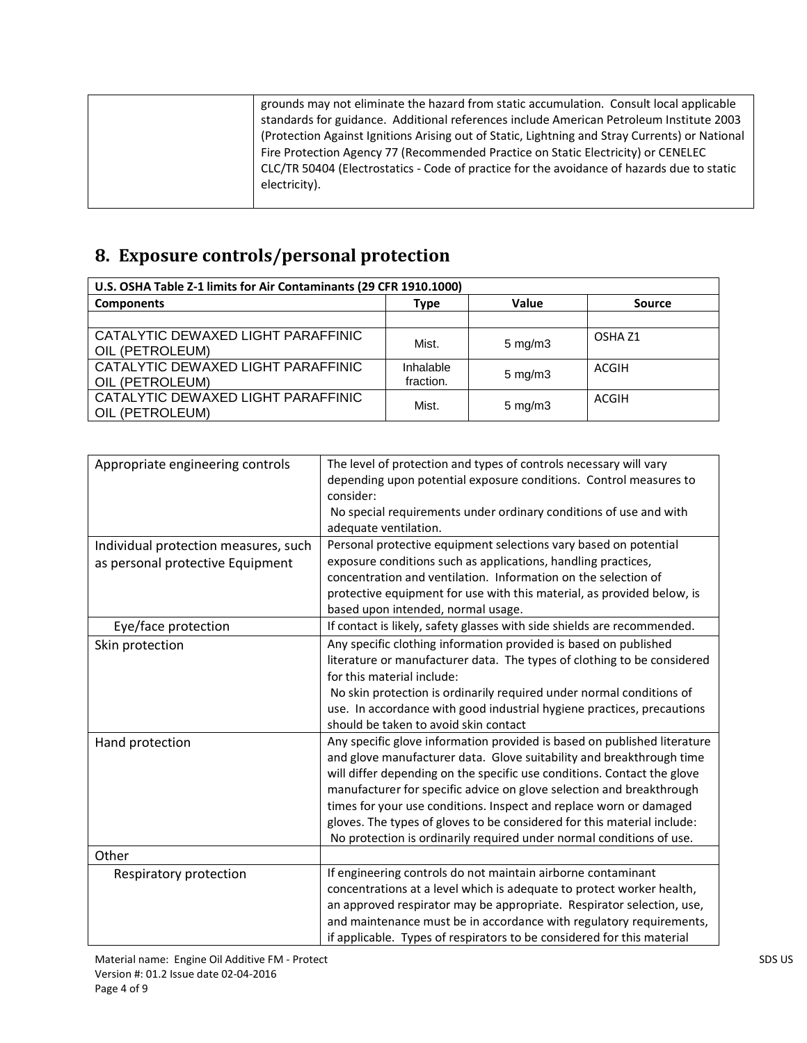| | grounds may not eliminate the hazard from static accumulation. Consult local applicable standards for guidance. Additional references include American Petroleum Institute 2003 (Protection Against Ignitions Arising out of Static, Lightning and Stray Currents) or National Fire Protection Agency 77 (Recommended Practice on Static Electricity) or CENELEC CLC/TR 50404 (Electrostatics - Code of practice for the avoidance of hazards due to static electricity). |
|---|---|

## 8. Exposure controls/personal protection

| U.S. OSHA Table Z-1 limits for Air Contaminants (29 CFR 1910.1000) | | | |
|---|---|---|---|
| **Components** | **Type** | **Value** | **Source** |
| | | | |
| CATALYTIC DEWAXED LIGHT PARAFFINIC OIL (PETROLEUM) | Mist. | 5 mg/m3 | OSHA Z1 |
| CATALYTIC DEWAXED LIGHT PARAFFINIC OIL (PETROLEUM) | Inhalable fraction. | 5 mg/m3 | ACGIH |
| CATALYTIC DEWAXED LIGHT PARAFFINIC OIL (PETROLEUM) | Mist. | 5 mg/m3 | ACGIH |

| | |
|---|---|
| Appropriate engineering controls | The level of protection and types of controls necessary will vary depending upon potential exposure conditions. Control measures to consider:<br>No special requirements under ordinary conditions of use and with adequate ventilation. |
| Individual protection measures, such as personal protective Equipment | Personal protective equipment selections vary based on potential exposure conditions such as applications, handling practices, concentration and ventilation. Information on the selection of protective equipment for use with this material, as provided below, is based upon intended, normal usage. |
| Eye/face protection | If contact is likely, safety glasses with side shields are recommended. |
| Skin protection | Any specific clothing information provided is based on published literature or manufacturer data. The types of clothing to be considered for this material include:<br>No skin protection is ordinarily required under normal conditions of use. In accordance with good industrial hygiene practices, precautions should be taken to avoid skin contact |
| Hand protection | Any specific glove information provided is based on published literature and glove manufacturer data. Glove suitability and breakthrough time will differ depending on the specific use conditions. Contact the glove manufacturer for specific advice on glove selection and breakthrough times for your use conditions. Inspect and replace worn or damaged gloves. The types of gloves to be considered for this material include:<br>No protection is ordinarily required under normal conditions of use. |
| Other | |
| Respiratory protection | If engineering controls do not maintain airborne contaminant concentrations at a level which is adequate to protect worker health, an approved respirator may be appropriate. Respirator selection, use, and maintenance must be in accordance with regulatory requirements, if applicable. Types of respirators to be considered for this material |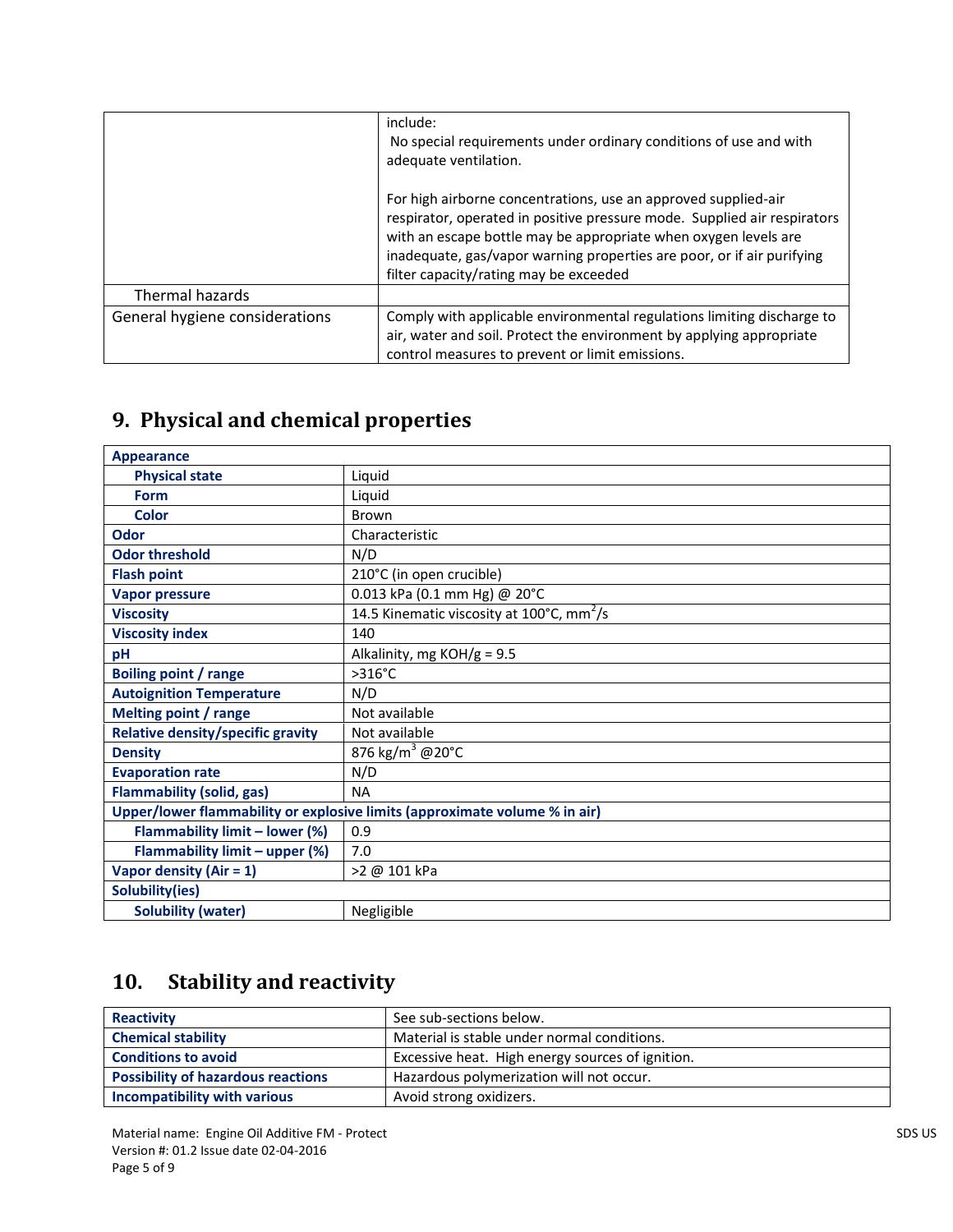| | |
|---|---|
| | include:<br>No special requirements under ordinary conditions of use and with adequate ventilation.<br><br>For high airborne concentrations, use an approved supplied-air respirator, operated in positive pressure mode. Supplied air respirators with an escape bottle may be appropriate when oxygen levels are inadequate, gas/vapor warning properties are poor, or if air purifying filter capacity/rating may be exceeded |
| Thermal hazards | |
| General hygiene considerations | Comply with applicable environmental regulations limiting discharge to air, water and soil. Protect the environment by applying appropriate control measures to prevent or limit emissions. |

## 9. Physical and chemical properties

| | |
|---|---|
| **Appearance** | |
| **Physical state** | Liquid |
| **Form** | Liquid |
| **Color** | Brown |
| **Odor** | Characteristic |
| **Odor threshold** | N/D |
| **Flash point** | 210°C (in open crucible) |
| **Vapor pressure** | 0.013 kPa (0.1 mm Hg) @ 20°C |
| **Viscosity** | 14.5 Kinematic viscosity at 100°C, $mm^2/s$ |
| **Viscosity index** | 140 |
| **pH** | Alkalinity, mg KOH/g = 9.5 |
| **Boiling point / range** | >316°C |
| **Autoignition Temperature** | N/D |
| **Melting point / range** | Not available |
| **Relative density/specific gravity** | Not available |
| **Density** | 876 $kg/m^3$ @20°C |
| **Evaporation rate** | N/D |
| **Flammability (solid, gas)** | NA |
| **Upper/lower flammability or explosive limits (approximate volume % in air)** | |
| **Flammability limit – lower (%)** | 0.9 |
| **Flammability limit – upper (%)** | 7.0 |
| **Vapor density (Air = 1)** | >2 @ 101 kPa |
| **Solubility(ies)** | |
| **Solubility (water)** | Negligible |

## 10. Stability and reactivity

| | |
|---|---|
| **Reactivity** | See sub-sections below. |
| **Chemical stability** | Material is stable under normal conditions. |
| **Conditions to avoid** | Excessive heat. High energy sources of ignition. |
| **Possibility of hazardous reactions** | Hazardous polymerization will not occur. |
| **Incompatibility with various** | Avoid strong oxidizers. |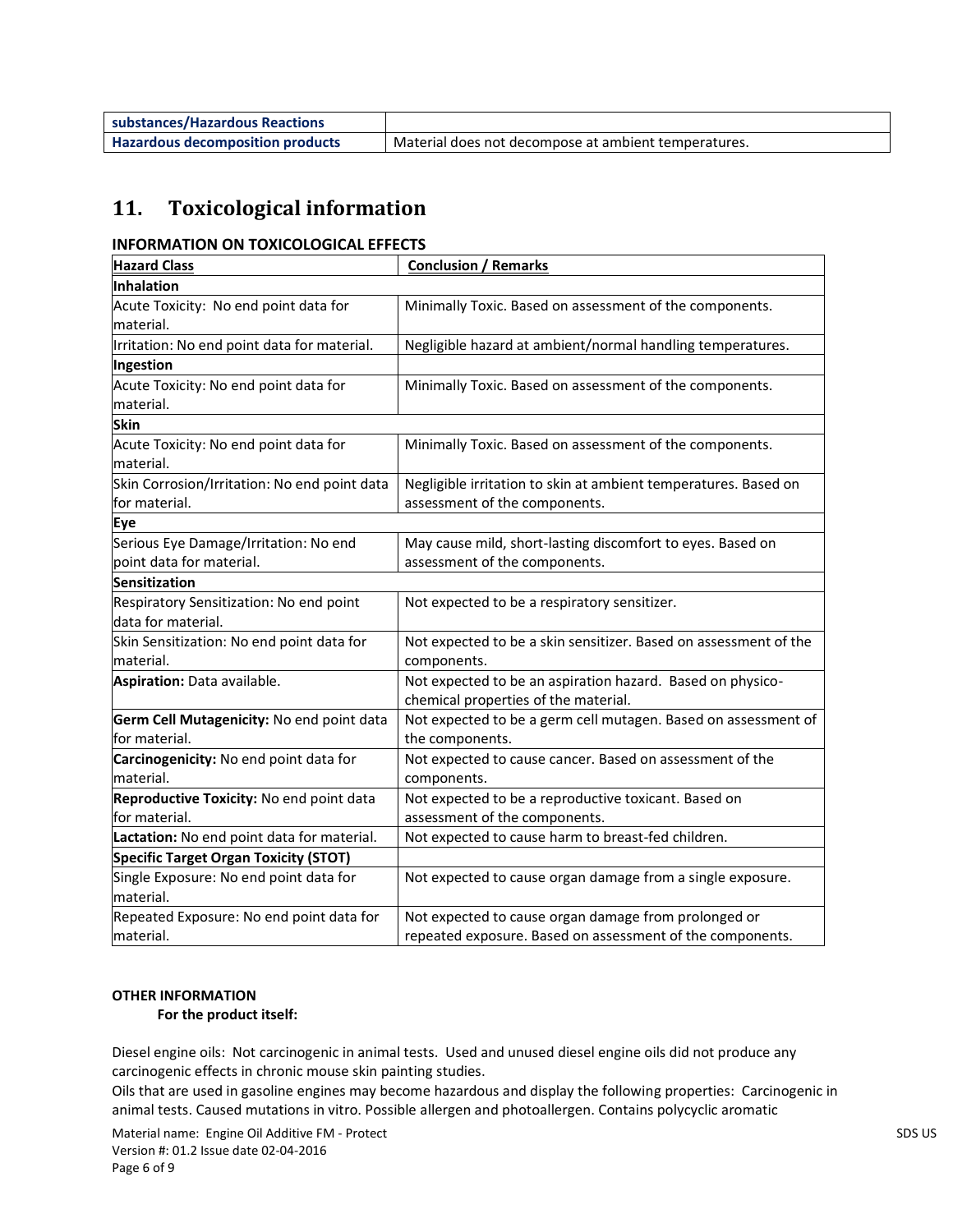| substances/Hazardous Reactions | |
|---|---|
| **Hazardous decomposition products** | Material does not decompose at ambient temperatures. |

## 11. Toxicological information

### INFORMATION ON TOXICOLOGICAL EFFECTS

| Hazard Class | Conclusion / Remarks |
|---|---|
| **Inhalation** | |
| Acute Toxicity: No end point data for material. | Minimally Toxic. Based on assessment of the components. |
| Irritation: No end point data for material. | Negligible hazard at ambient/normal handling temperatures. |
| **Ingestion** | |
| Acute Toxicity: No end point data for material. | Minimally Toxic. Based on assessment of the components. |
| **Skin** | |
| Acute Toxicity: No end point data for material. | Minimally Toxic. Based on assessment of the components. |
| Skin Corrosion/Irritation: No end point data for material. | Negligible irritation to skin at ambient temperatures. Based on assessment of the components. |
| **Eye** | |
| Serious Eye Damage/Irritation: No end point data for material. | May cause mild, short-lasting discomfort to eyes. Based on assessment of the components. |
| **Sensitization** | |
| Respiratory Sensitization: No end point data for material. | Not expected to be a respiratory sensitizer. |
| Skin Sensitization: No end point data for material. | Not expected to be a skin sensitizer. Based on assessment of the components. |
| **Aspiration:** Data available. | Not expected to be an aspiration hazard. Based on physico-chemical properties of the material. |
| **Germ Cell Mutagenicity:** No end point data for material. | Not expected to be a germ cell mutagen. Based on assessment of the components. |
| **Carcinogenicity:** No end point data for material. | Not expected to cause cancer. Based on assessment of the components. |
| **Reproductive Toxicity:** No end point data for material. | Not expected to be a reproductive toxicant. Based on assessment of the components. |
| **Lactation:** No end point data for material. | Not expected to cause harm to breast-fed children. |
| **Specific Target Organ Toxicity (STOT)** | |
| Single Exposure: No end point data for material. | Not expected to cause organ damage from a single exposure. |
| Repeated Exposure: No end point data for material. | Not expected to cause organ damage from prolonged or repeated exposure. Based on assessment of the components. |

**OTHER INFORMATION**

**For the product itself:**

Diesel engine oils: Not carcinogenic in animal tests. Used and unused diesel engine oils did not produce any carcinogenic effects in chronic mouse skin painting studies.
Oils that are used in gasoline engines may become hazardous and display the following properties: Carcinogenic in animal tests. Caused mutations in vitro. Possible allergen and photoallergen. Contains polycyclic aromatic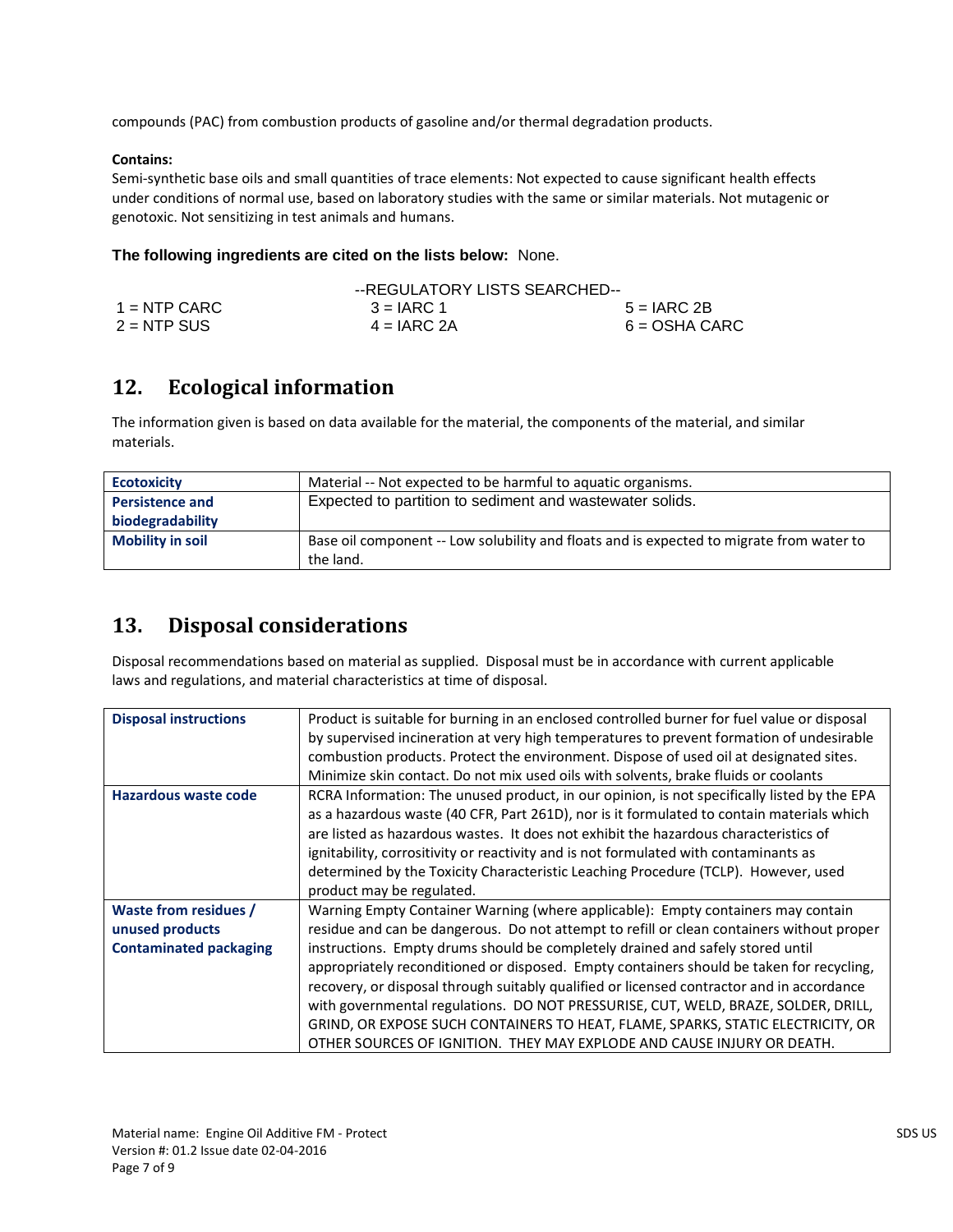compounds (PAC) from combustion products of gasoline and/or thermal degradation products.

**Contains:**
Semi-synthetic base oils and small quantities of trace elements: Not expected to cause significant health effects under conditions of normal use, based on laboratory studies with the same or similar materials. Not mutagenic or genotoxic. Not sensitizing in test animals and humans.

**The following ingredients are cited on the lists below:** None.

--REGULATORY LISTS SEARCHED--

| | | |
|---|---|---|
| 1 = NTP CARC | 3 = IARC 1 | 5 = IARC 2B |
| 2 = NTP SUS | 4 = IARC 2A | 6 = OSHA CARC |

## 12. Ecological information

The information given is based on data available for the material, the components of the material, and similar materials.

| | |
|---|---|
| **Ecotoxicity** | Material -- Not expected to be harmful to aquatic organisms. |
| **Persistence and biodegradability** | Expected to partition to sediment and wastewater solids. |
| **Mobility in soil** | Base oil component -- Low solubility and floats and is expected to migrate from water to the land. |

## 13. Disposal considerations

Disposal recommendations based on material as supplied. Disposal must be in accordance with current applicable laws and regulations, and material characteristics at time of disposal.

| | |
|---|---|
| **Disposal instructions** | Product is suitable for burning in an enclosed controlled burner for fuel value or disposal by supervised incineration at very high temperatures to prevent formation of undesirable combustion products. Protect the environment. Dispose of used oil at designated sites. Minimize skin contact. Do not mix used oils with solvents, brake fluids or coolants |
| **Hazardous waste code** | RCRA Information: The unused product, in our opinion, is not specifically listed by the EPA as a hazardous waste (40 CFR, Part 261D), nor is it formulated to contain materials which are listed as hazardous wastes. It does not exhibit the hazardous characteristics of ignitability, corrositivity or reactivity and is not formulated with contaminants as determined by the Toxicity Characteristic Leaching Procedure (TCLP). However, used product may be regulated. |
| **Waste from residues / unused products Contaminated packaging** | Warning Empty Container Warning (where applicable): Empty containers may contain residue and can be dangerous. Do not attempt to refill or clean containers without proper instructions. Empty drums should be completely drained and safely stored until appropriately reconditioned or disposed. Empty containers should be taken for recycling, recovery, or disposal through suitably qualified or licensed contractor and in accordance with governmental regulations. DO NOT PRESSURISE, CUT, WELD, BRAZE, SOLDER, DRILL, GRIND, OR EXPOSE SUCH CONTAINERS TO HEAT, FLAME, SPARKS, STATIC ELECTRICITY, OR OTHER SOURCES OF IGNITION. THEY MAY EXPLODE AND CAUSE INJURY OR DEATH. |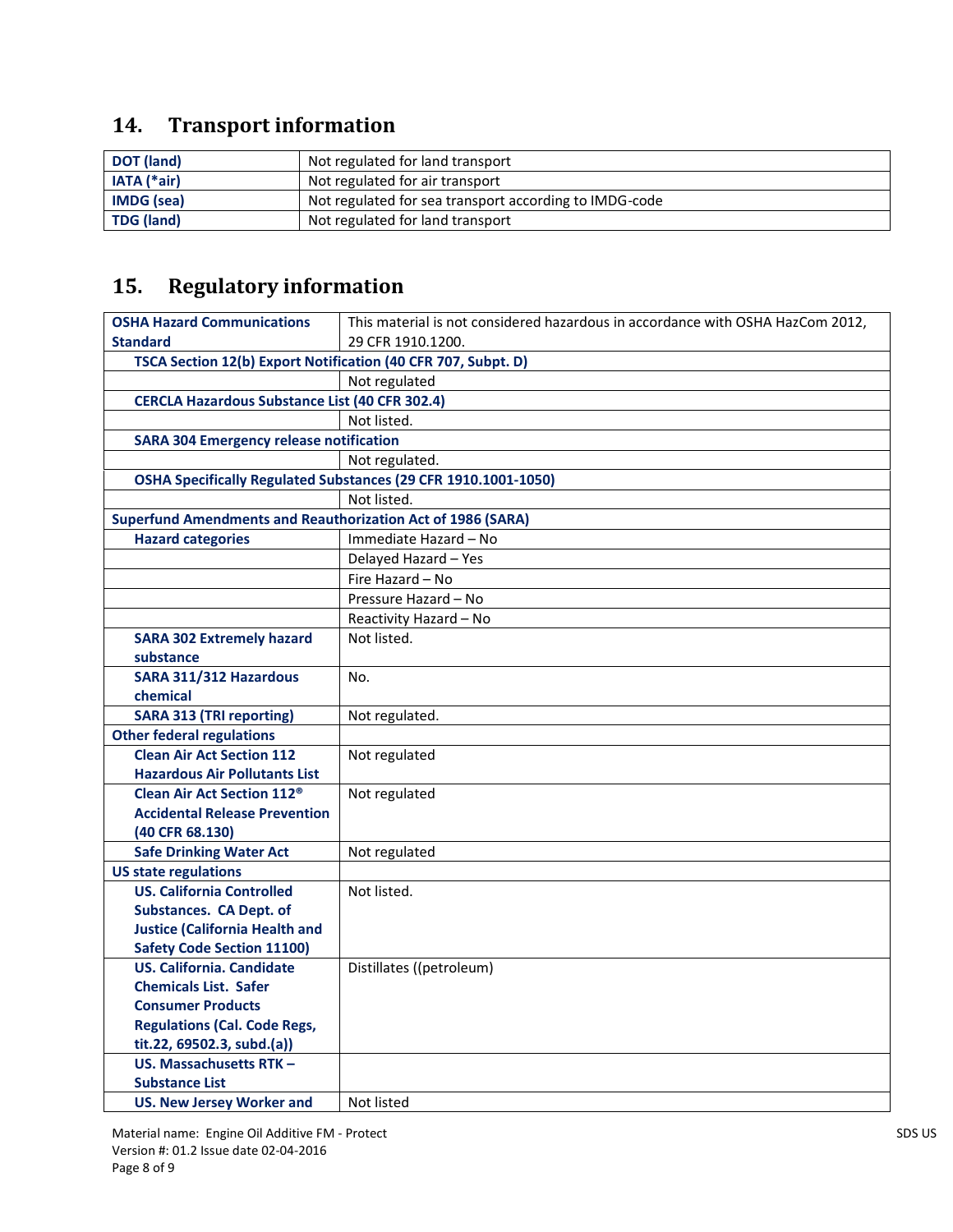## 14. Transport information

| | |
|---|---|
| **DOT (land)** | Not regulated for land transport |
| **IATA (*air)** | Not regulated for air transport |
| **IMDG (sea)** | Not regulated for sea transport according to IMDG-code |
| **TDG (land)** | Not regulated for land transport |

## 15. Regulatory information

| | |
|---|---|
| **OSHA Hazard Communications Standard** | This material is not considered hazardous in accordance with OSHA HazCom 2012, 29 CFR 1910.1200. |
| **TSCA Section 12(b) Export Notification (40 CFR 707, Subpt. D)** | |
| | Not regulated |
| **CERCLA Hazardous Substance List (40 CFR 302.4)** | |
| | Not listed. |
| **SARA 304 Emergency release notification** | |
| | Not regulated. |
| **OSHA Specifically Regulated Substances (29 CFR 1910.1001-1050)** | |
| | Not listed. |
| **Superfund Amendments and Reauthorization Act of 1986 (SARA)** | |
| **Hazard categories** | Immediate Hazard – No |
| | Delayed Hazard – Yes |
| | Fire Hazard – No |
| | Pressure Hazard – No |
| | Reactivity Hazard – No |
| **SARA 302 Extremely hazard substance** | Not listed. |
| **SARA 311/312 Hazardous chemical** | No. |
| **SARA 313 (TRI reporting)** | Not regulated. |
| **Other federal regulations** | |
| **Clean Air Act Section 112 Hazardous Air Pollutants List** | Not regulated |
| **Clean Air Act Section 112® Accidental Release Prevention (40 CFR 68.130)** | Not regulated |
| **Safe Drinking Water Act** | Not regulated |
| **US state regulations** | |
| **US. California Controlled Substances. CA Dept. of Justice (California Health and Safety Code Section 11100)** | Not listed. |
| **US. California. Candidate Chemicals List. Safer Consumer Products Regulations (Cal. Code Regs, tit.22, 69502.3, subd.(a))** | Distillates ((petroleum) |
| **US. Massachusetts RTK – Substance List** | |
| **US. New Jersey Worker and** | Not listed |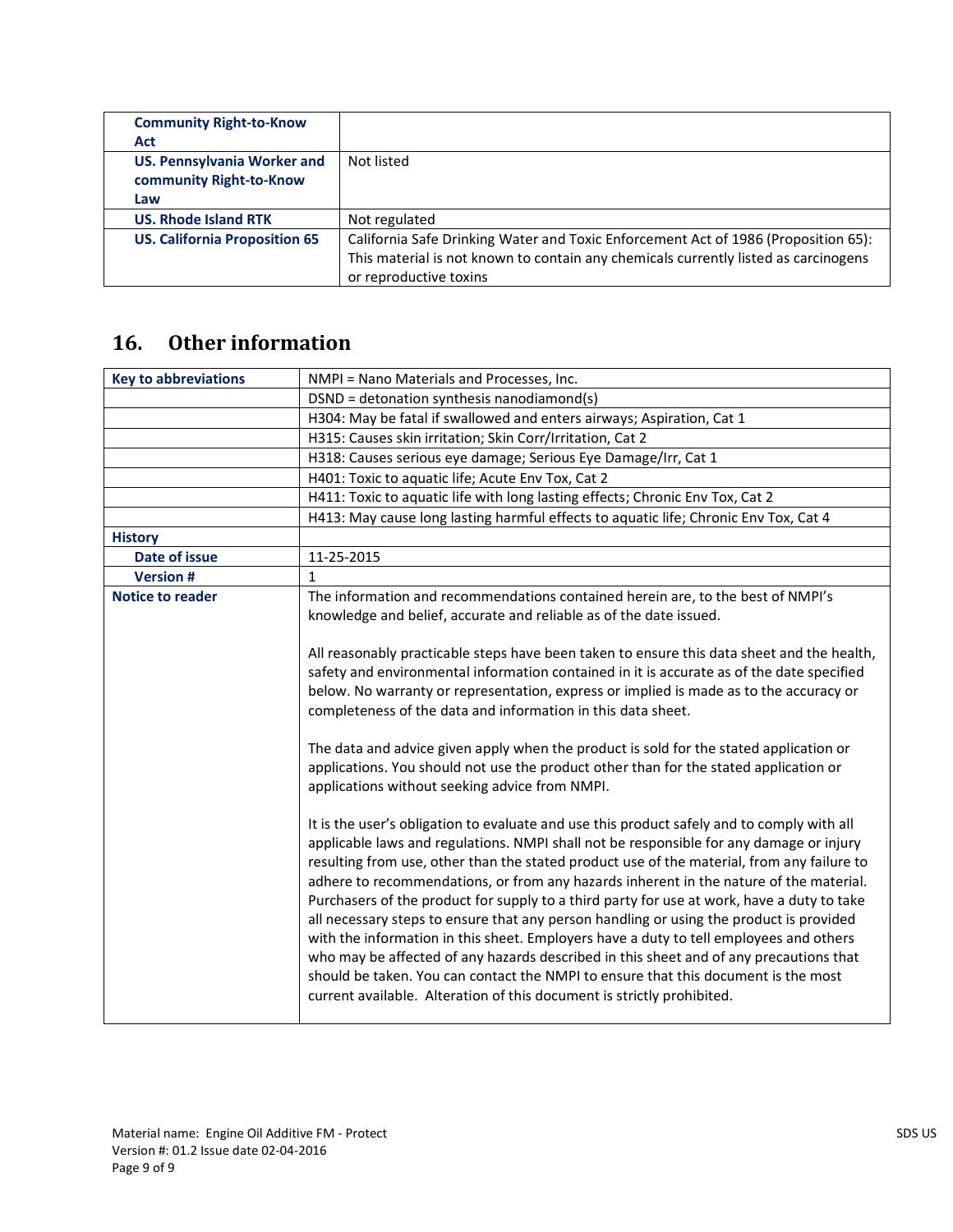| | |
|---|---|
| **Community Right-to-Know Act** | |
| **US. Pennsylvania Worker and community Right-to-Know Law** | Not listed |
| **US. Rhode Island RTK** | Not regulated |
| **US. California Proposition 65** | California Safe Drinking Water and Toxic Enforcement Act of 1986 (Proposition 65): This material is not known to contain any chemicals currently listed as carcinogens or reproductive toxins |

## 16. Other information

| | |
|---|---|
| **Key to abbreviations** | NMPI = Nano Materials and Processes, Inc. |
| | DSND = detonation synthesis nanodiamond(s) |
| | H304: May be fatal if swallowed and enters airways; Aspiration, Cat 1 |
| | H315: Causes skin irritation; Skin Corr/Irritation, Cat 2 |
| | H318: Causes serious eye damage; Serious Eye Damage/Irr, Cat 1 |
| | H401: Toxic to aquatic life; Acute Env Tox, Cat 2 |
| | H411: Toxic to aquatic life with long lasting effects; Chronic Env Tox, Cat 2 |
| | H413: May cause long lasting harmful effects to aquatic life; Chronic Env Tox, Cat 4 |
| **History** | |
| **Date of issue** | 11-25-2015 |
| **Version #** | 1 |
| **Notice to reader** | The information and recommendations contained herein are, to the best of NMPI's knowledge and belief, accurate and reliable as of the date issued.<br><br>All reasonably practicable steps have been taken to ensure this data sheet and the health, safety and environmental information contained in it is accurate as of the date specified below. No warranty or representation, express or implied is made as to the accuracy or completeness of the data and information in this data sheet.<br><br>The data and advice given apply when the product is sold for the stated application or applications. You should not use the product other than for the stated application or applications without seeking advice from NMPI.<br><br>It is the user's obligation to evaluate and use this product safely and to comply with all applicable laws and regulations. NMPI shall not be responsible for any damage or injury resulting from use, other than the stated product use of the material, from any failure to adhere to recommendations, or from any hazards inherent in the nature of the material. Purchasers of the product for supply to a third party for use at work, have a duty to take all necessary steps to ensure that any person handling or using the product is provided with the information in this sheet. Employers have a duty to tell employees and others who may be affected of any hazards described in this sheet and of any precautions that should be taken. You can contact the NMPI to ensure that this document is the most current available. Alteration of this document is strictly prohibited. |